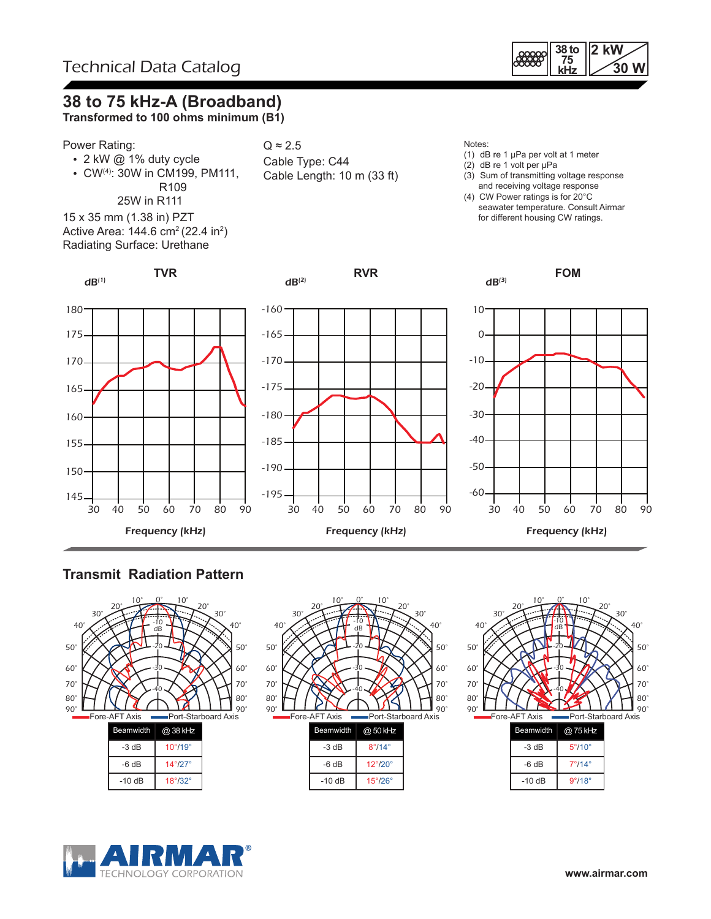Technical Data Catalog

38 to 75 kHz | 2 kW / 30 W

# 38 to 75 kHz-A (Broadband)

**Transformed to 100 ohms minimum (B1)**

Power Rating:

- 2 kW @ 1% duty cycle
- CW[4]: 30W in CM199, PM111, R109
  25W in R111

15 x 35 mm (1.38 in) PZT
Active Area: 144.6 cm$^2$ (22.4 in$^2$)
Radiating Surface: Urethane

Q ≈ 2.5
Cable Type: C44
Cable Length: 10 m (33 ft)

Notes:
(1) dB re 1 μPa per volt at 1 meter
(2) dB re 1 volt per μPa
(3) Sum of transmitting voltage response and receiving voltage response
(4) CW Power ratings is for 20°C seawater temperature. Consult Airmar for different housing CW ratings.

**TVR** — dB[1] vs. Frequency (kHz)

**RVR** — dB[2] vs. Frequency (kHz)

**FOM** — dB[3] vs. Frequency (kHz)

## Transmit Radiation Pattern

Fore-AFT Axis / Port-Starboard Axis

| Beamwidth | @ 38 kHz |
|---|---|
| -3 dB | 10°/19° |
| -6 dB | 14°/27° |
| -10 dB | 18°/32° |

| Beamwidth | @ 50 kHz |
|---|---|
| -3 dB | 8°/14° |
| -6 dB | 12°/20° |
| -10 dB | 15°/26° |

| Beamwidth | @ 75 kHz |
|---|---|
| -3 dB | 5°/10° |
| -6 dB | 7°/14° |
| -10 dB | 9°/18° |

AIRMAR TECHNOLOGY CORPORATION

www.airmar.com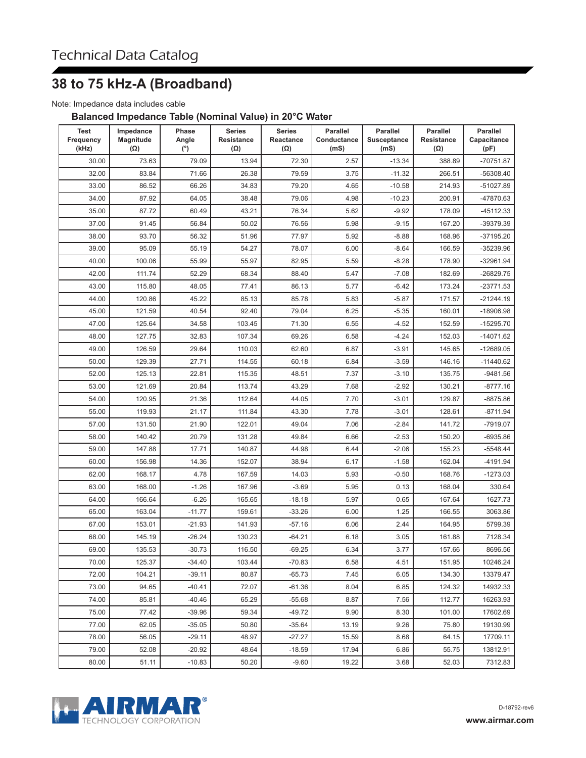# Technical Data Catalog

## 38 to 75 kHz-A (Broadband)

Note: Impedance data includes cable

### Balanced Impedance Table (Nominal Value) in 20°C Water

| Test Frequency (kHz) | Impedance Magnitude (Ω) | Phase Angle (°) | Series Resistance (Ω) | Series Reactance (Ω) | Parallel Conductance (mS) | Parallel Susceptance (mS) | Parallel Resistance (Ω) | Parallel Capacitance (pF) |
|---|---|---|---|---|---|---|---|---|
| 30.00 | 73.63 | 79.09 | 13.94 | 72.30 | 2.57 | -13.34 | 388.89 | -70751.87 |
| 32.00 | 83.84 | 71.66 | 26.38 | 79.59 | 3.75 | -11.32 | 266.51 | -56308.40 |
| 33.00 | 86.52 | 66.26 | 34.83 | 79.20 | 4.65 | -10.58 | 214.93 | -51027.89 |
| 34.00 | 87.92 | 64.05 | 38.48 | 79.06 | 4.98 | -10.23 | 200.91 | -47870.63 |
| 35.00 | 87.72 | 60.49 | 43.21 | 76.34 | 5.62 | -9.92 | 178.09 | -45112.33 |
| 37.00 | 91.45 | 56.84 | 50.02 | 76.56 | 5.98 | -9.15 | 167.20 | -39379.39 |
| 38.00 | 93.70 | 56.32 | 51.96 | 77.97 | 5.92 | -8.88 | 168.96 | -37195.20 |
| 39.00 | 95.09 | 55.19 | 54.27 | 78.07 | 6.00 | -8.64 | 166.59 | -35239.96 |
| 40.00 | 100.06 | 55.99 | 55.97 | 82.95 | 5.59 | -8.28 | 178.90 | -32961.94 |
| 42.00 | 111.74 | 52.29 | 68.34 | 88.40 | 5.47 | -7.08 | 182.69 | -26829.75 |
| 43.00 | 115.80 | 48.05 | 77.41 | 86.13 | 5.77 | -6.42 | 173.24 | -23771.53 |
| 44.00 | 120.86 | 45.22 | 85.13 | 85.78 | 5.83 | -5.87 | 171.57 | -21244.19 |
| 45.00 | 121.59 | 40.54 | 92.40 | 79.04 | 6.25 | -5.35 | 160.01 | -18906.98 |
| 47.00 | 125.64 | 34.58 | 103.45 | 71.30 | 6.55 | -4.52 | 152.59 | -15295.70 |
| 48.00 | 127.75 | 32.83 | 107.34 | 69.26 | 6.58 | -4.24 | 152.03 | -14071.62 |
| 49.00 | 126.59 | 29.64 | 110.03 | 62.60 | 6.87 | -3.91 | 145.65 | -12689.05 |
| 50.00 | 129.39 | 27.71 | 114.55 | 60.18 | 6.84 | -3.59 | 146.16 | -11440.62 |
| 52.00 | 125.13 | 22.81 | 115.35 | 48.51 | 7.37 | -3.10 | 135.75 | -9481.56 |
| 53.00 | 121.69 | 20.84 | 113.74 | 43.29 | 7.68 | -2.92 | 130.21 | -8777.16 |
| 54.00 | 120.95 | 21.36 | 112.64 | 44.05 | 7.70 | -3.01 | 129.87 | -8875.86 |
| 55.00 | 119.93 | 21.17 | 111.84 | 43.30 | 7.78 | -3.01 | 128.61 | -8711.94 |
| 57.00 | 131.50 | 21.90 | 122.01 | 49.04 | 7.06 | -2.84 | 141.72 | -7919.07 |
| 58.00 | 140.42 | 20.79 | 131.28 | 49.84 | 6.66 | -2.53 | 150.20 | -6935.86 |
| 59.00 | 147.88 | 17.71 | 140.87 | 44.98 | 6.44 | -2.06 | 155.23 | -5548.44 |
| 60.00 | 156.98 | 14.36 | 152.07 | 38.94 | 6.17 | -1.58 | 162.04 | -4191.94 |
| 62.00 | 168.17 | 4.78 | 167.59 | 14.03 | 5.93 | -0.50 | 168.76 | -1273.03 |
| 63.00 | 168.00 | -1.26 | 167.96 | -3.69 | 5.95 | 0.13 | 168.04 | 330.64 |
| 64.00 | 166.64 | -6.26 | 165.65 | -18.18 | 5.97 | 0.65 | 167.64 | 1627.73 |
| 65.00 | 163.04 | -11.77 | 159.61 | -33.26 | 6.00 | 1.25 | 166.55 | 3063.86 |
| 67.00 | 153.01 | -21.93 | 141.93 | -57.16 | 6.06 | 2.44 | 164.95 | 5799.39 |
| 68.00 | 145.19 | -26.24 | 130.23 | -64.21 | 6.18 | 3.05 | 161.88 | 7128.34 |
| 69.00 | 135.53 | -30.73 | 116.50 | -69.25 | 6.34 | 3.77 | 157.66 | 8696.56 |
| 70.00 | 125.37 | -34.40 | 103.44 | -70.83 | 6.58 | 4.51 | 151.95 | 10246.24 |
| 72.00 | 104.21 | -39.11 | 80.87 | -65.73 | 7.45 | 6.05 | 134.30 | 13379.47 |
| 73.00 | 94.65 | -40.41 | 72.07 | -61.36 | 8.04 | 6.85 | 124.32 | 14932.33 |
| 74.00 | 85.81 | -40.46 | 65.29 | -55.68 | 8.87 | 7.56 | 112.77 | 16263.93 |
| 75.00 | 77.42 | -39.96 | 59.34 | -49.72 | 9.90 | 8.30 | 101.00 | 17602.69 |
| 77.00 | 62.05 | -35.05 | 50.80 | -35.64 | 13.19 | 9.26 | 75.80 | 19130.99 |
| 78.00 | 56.05 | -29.11 | 48.97 | -27.27 | 15.59 | 8.68 | 64.15 | 17709.11 |
| 79.00 | 52.08 | -20.92 | 48.64 | -18.59 | 17.94 | 6.86 | 55.75 | 13812.91 |
| 80.00 | 51.11 | -10.83 | 50.20 | -9.60 | 19.22 | 3.68 | 52.03 | 7312.83 |

AIRMAR® TECHNOLOGY CORPORATION

D-18792-rev6

www.airmar.com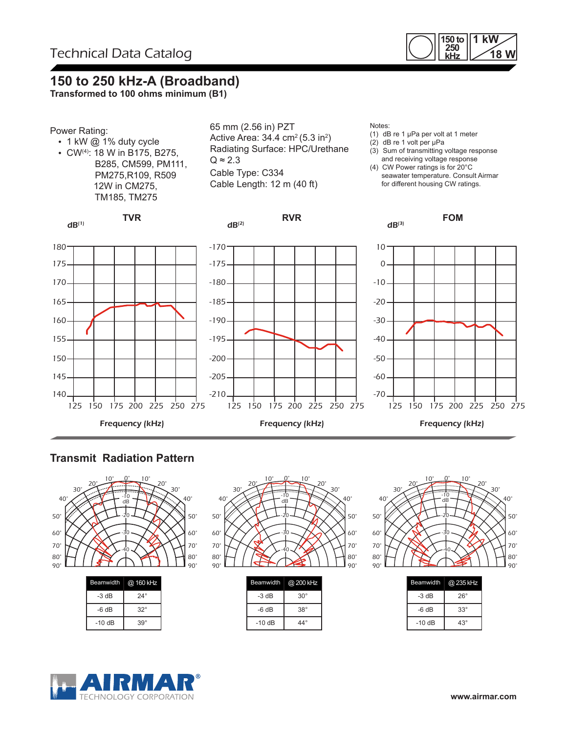Technical Data Catalog

150 to 250 kHz | 1 kW / 18 W

# 150 to 250 kHz-A (Broadband)

**Transformed to 100 ohms minimum (B1)**

Power Rating:

- 1 kW @ 1% duty cycle
- CW(4): 18 W in B175, B275, B285, CM599, PM111, PM275, R109, R509
  12W in CM275, TM185, TM275

65 mm (2.56 in) PZT
Active Area: 34.4 cm² (5.3 in²)
Radiating Surface: HPC/Urethane
Q ≈ 2.3
Cable Type: C334
Cable Length: 12 m (40 ft)

Notes:
(1) dB re 1 μPa per volt at 1 meter
(2) dB re 1 volt per μPa
(3) Sum of transmitting voltage response and receiving voltage response
(4) CW Power ratings is for 20°C seawater temperature. Consult Airmar for different housing CW ratings.

**TVR** — dB(1) vs. Frequency (kHz)

**RVR** — dB(2) vs. Frequency (kHz)

**FOM** — dB(3) vs. Frequency (kHz)

## Transmit Radiation Pattern

| Beamwidth | @ 160 kHz |
|---|---|
| -3 dB | 24° |
| -6 dB | 32° |
| -10 dB | 39° |

| Beamwidth | @ 200 kHz |
|---|---|
| -3 dB | 30° |
| -6 dB | 38° |
| -10 dB | 44° |

| Beamwidth | @ 235 kHz |
|---|---|
| -3 dB | 26° |
| -6 dB | 33° |
| -10 dB | 43° |

AIRMAR® TECHNOLOGY CORPORATION

www.airmar.com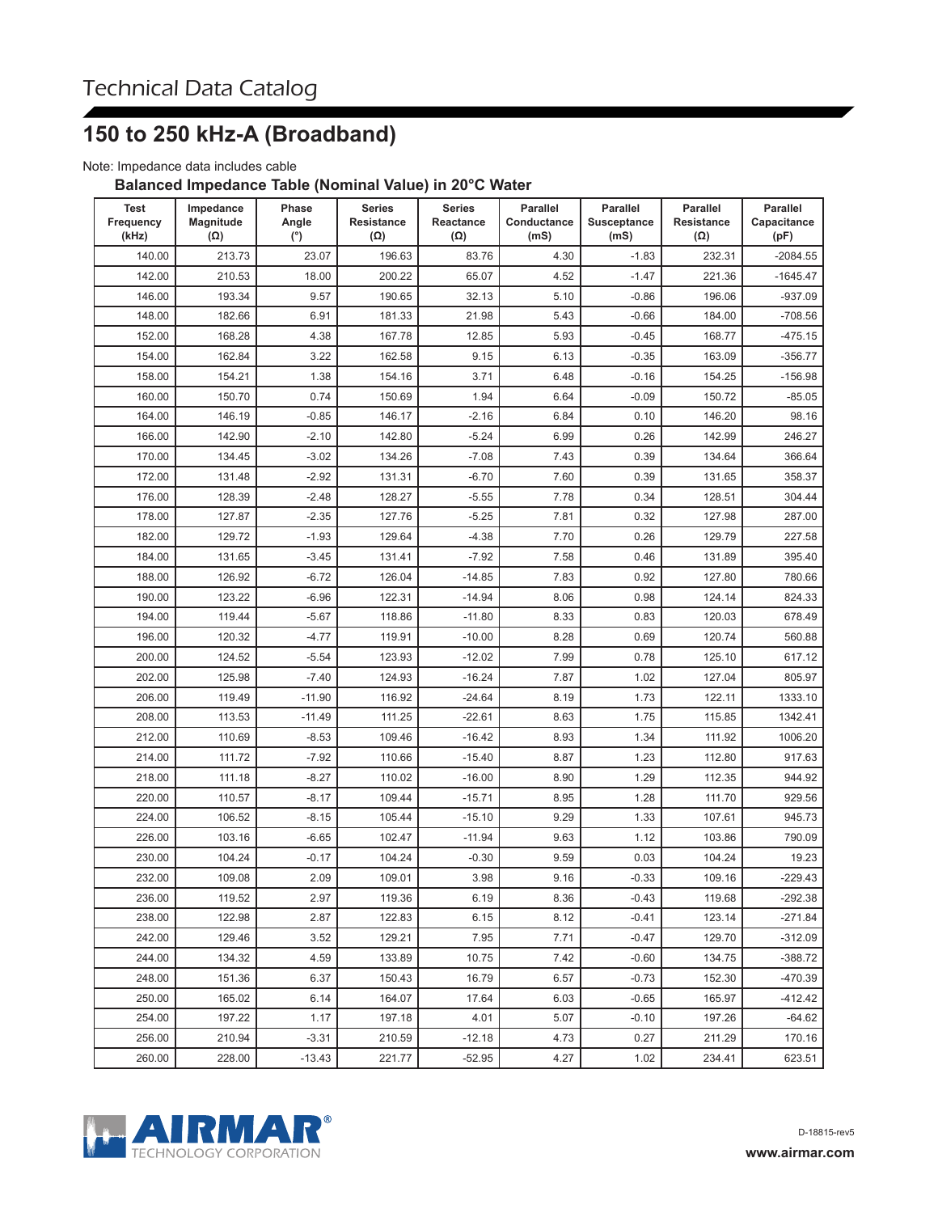Technical Data Catalog

# 150 to 250 kHz-A (Broadband)

Note: Impedance data includes cable

### Balanced Impedance Table (Nominal Value) in 20°C Water

| Test Frequency (kHz) | Impedance Magnitude (Ω) | Phase Angle (°) | Series Resistance (Ω) | Series Reactance (Ω) | Parallel Conductance (mS) | Parallel Susceptance (mS) | Parallel Resistance (Ω) | Parallel Capacitance (pF) |
|---|---|---|---|---|---|---|---|---|
| 140.00 | 213.73 | 23.07 | 196.63 | 83.76 | 4.30 | -1.83 | 232.31 | -2084.55 |
| 142.00 | 210.53 | 18.00 | 200.22 | 65.07 | 4.52 | -1.47 | 221.36 | -1645.47 |
| 146.00 | 193.34 | 9.57 | 190.65 | 32.13 | 5.10 | -0.86 | 196.06 | -937.09 |
| 148.00 | 182.66 | 6.91 | 181.33 | 21.98 | 5.43 | -0.66 | 184.00 | -708.56 |
| 152.00 | 168.28 | 4.38 | 167.78 | 12.85 | 5.93 | -0.45 | 168.77 | -475.15 |
| 154.00 | 162.84 | 3.22 | 162.58 | 9.15 | 6.13 | -0.35 | 163.09 | -356.77 |
| 158.00 | 154.21 | 1.38 | 154.16 | 3.71 | 6.48 | -0.16 | 154.25 | -156.98 |
| 160.00 | 150.70 | 0.74 | 150.69 | 1.94 | 6.64 | -0.09 | 150.72 | -85.05 |
| 164.00 | 146.19 | -0.85 | 146.17 | -2.16 | 6.84 | 0.10 | 146.20 | 98.16 |
| 166.00 | 142.90 | -2.10 | 142.80 | -5.24 | 6.99 | 0.26 | 142.99 | 246.27 |
| 170.00 | 134.45 | -3.02 | 134.26 | -7.08 | 7.43 | 0.39 | 134.64 | 366.64 |
| 172.00 | 131.48 | -2.92 | 131.31 | -6.70 | 7.60 | 0.39 | 131.65 | 358.37 |
| 176.00 | 128.39 | -2.48 | 128.27 | -5.55 | 7.78 | 0.34 | 128.51 | 304.44 |
| 178.00 | 127.87 | -2.35 | 127.76 | -5.25 | 7.81 | 0.32 | 127.98 | 287.00 |
| 182.00 | 129.72 | -1.93 | 129.64 | -4.38 | 7.70 | 0.26 | 129.79 | 227.58 |
| 184.00 | 131.65 | -3.45 | 131.41 | -7.92 | 7.58 | 0.46 | 131.89 | 395.40 |
| 188.00 | 126.92 | -6.72 | 126.04 | -14.85 | 7.83 | 0.92 | 127.80 | 780.66 |
| 190.00 | 123.22 | -6.96 | 122.31 | -14.94 | 8.06 | 0.98 | 124.14 | 824.33 |
| 194.00 | 119.44 | -5.67 | 118.86 | -11.80 | 8.33 | 0.83 | 120.03 | 678.49 |
| 196.00 | 120.32 | -4.77 | 119.91 | -10.00 | 8.28 | 0.69 | 120.74 | 560.88 |
| 200.00 | 124.52 | -5.54 | 123.93 | -12.02 | 7.99 | 0.78 | 125.10 | 617.12 |
| 202.00 | 125.98 | -7.40 | 124.93 | -16.24 | 7.87 | 1.02 | 127.04 | 805.97 |
| 206.00 | 119.49 | -11.90 | 116.92 | -24.64 | 8.19 | 1.73 | 122.11 | 1333.10 |
| 208.00 | 113.53 | -11.49 | 111.25 | -22.61 | 8.63 | 1.75 | 115.85 | 1342.41 |
| 212.00 | 110.69 | -8.53 | 109.46 | -16.42 | 8.93 | 1.34 | 111.92 | 1006.20 |
| 214.00 | 111.72 | -7.92 | 110.66 | -15.40 | 8.87 | 1.23 | 112.80 | 917.63 |
| 218.00 | 111.18 | -8.27 | 110.02 | -16.00 | 8.90 | 1.29 | 112.35 | 944.92 |
| 220.00 | 110.57 | -8.17 | 109.44 | -15.71 | 8.95 | 1.28 | 111.70 | 929.56 |
| 224.00 | 106.52 | -8.15 | 105.44 | -15.10 | 9.29 | 1.33 | 107.61 | 945.73 |
| 226.00 | 103.16 | -6.65 | 102.47 | -11.94 | 9.63 | 1.12 | 103.86 | 790.09 |
| 230.00 | 104.24 | -0.17 | 104.24 | -0.30 | 9.59 | 0.03 | 104.24 | 19.23 |
| 232.00 | 109.08 | 2.09 | 109.01 | 3.98 | 9.16 | -0.33 | 109.16 | -229.43 |
| 236.00 | 119.52 | 2.97 | 119.36 | 6.19 | 8.36 | -0.43 | 119.68 | -292.38 |
| 238.00 | 122.98 | 2.87 | 122.83 | 6.15 | 8.12 | -0.41 | 123.14 | -271.84 |
| 242.00 | 129.46 | 3.52 | 129.21 | 7.95 | 7.71 | -0.47 | 129.70 | -312.09 |
| 244.00 | 134.32 | 4.59 | 133.89 | 10.75 | 7.42 | -0.60 | 134.75 | -388.72 |
| 248.00 | 151.36 | 6.37 | 150.43 | 16.79 | 6.57 | -0.73 | 152.30 | -470.39 |
| 250.00 | 165.02 | 6.14 | 164.07 | 17.64 | 6.03 | -0.65 | 165.97 | -412.42 |
| 254.00 | 197.22 | 1.17 | 197.18 | 4.01 | 5.07 | -0.10 | 197.26 | -64.62 |
| 256.00 | 210.94 | -3.31 | 210.59 | -12.18 | 4.73 | 0.27 | 211.29 | 170.16 |
| 260.00 | 228.00 | -13.43 | 221.77 | -52.95 | 4.27 | 1.02 | 234.41 | 623.51 |

AIRMAR® TECHNOLOGY CORPORATION

D-18815-rev5

www.airmar.com